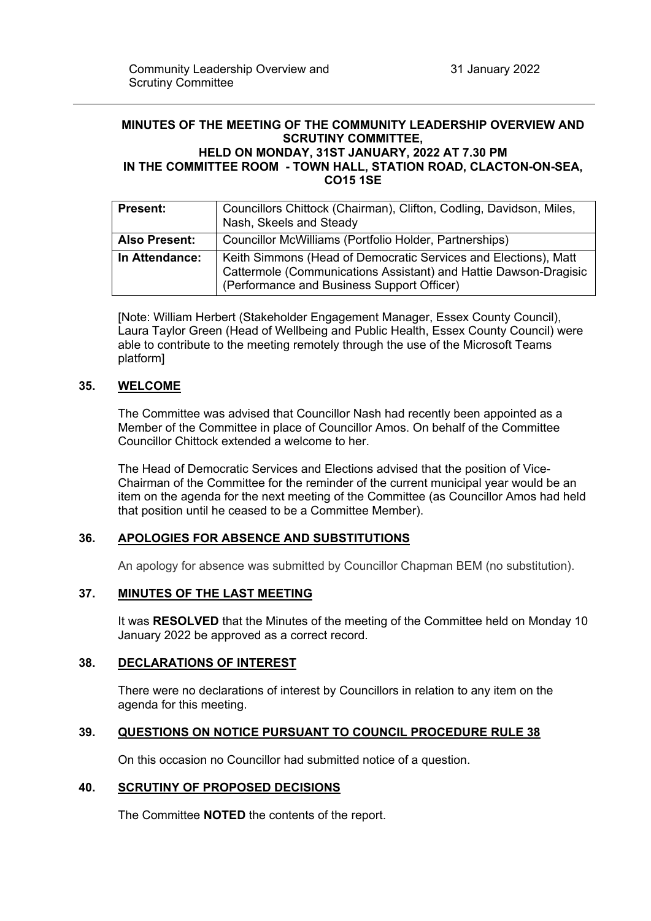**MINUTES OF THE MEETING OF THE COMMUNITY LEADERSHIP OVERVIEW AND SCRUTINY COMMITTEE, HELD ON MONDAY, 31ST JANUARY, 2022 AT 7.30 PM IN THE COMMITTEE ROOM - TOWN HALL, STATION ROAD, CLACTON-ON-SEA, CO15 1SE**

| **Present:** | Councillors Chittock (Chairman), Clifton, Codling, Davidson, Miles, Nash, Skeels and Steady |
|---|---|
| **Also Present:** | Councillor McWilliams (Portfolio Holder, Partnerships) |
| **In Attendance:** | Keith Simmons (Head of Democratic Services and Elections), Matt Cattermole (Communications Assistant) and Hattie Dawson-Dragisic (Performance and Business Support Officer) |

[Note: William Herbert (Stakeholder Engagement Manager, Essex County Council), Laura Taylor Green (Head of Wellbeing and Public Health, Essex County Council) were able to contribute to the meeting remotely through the use of the Microsoft Teams platform]

## 35. WELCOME

The Committee was advised that Councillor Nash had recently been appointed as a Member of the Committee in place of Councillor Amos. On behalf of the Committee Councillor Chittock extended a welcome to her.

The Head of Democratic Services and Elections advised that the position of Vice-Chairman of the Committee for the reminder of the current municipal year would be an item on the agenda for the next meeting of the Committee (as Councillor Amos had held that position until he ceased to be a Committee Member).

## 36. APOLOGIES FOR ABSENCE AND SUBSTITUTIONS

An apology for absence was submitted by Councillor Chapman BEM (no substitution).

## 37. MINUTES OF THE LAST MEETING

It was **RESOLVED** that the Minutes of the meeting of the Committee held on Monday 10 January 2022 be approved as a correct record.

## 38. DECLARATIONS OF INTEREST

There were no declarations of interest by Councillors in relation to any item on the agenda for this meeting.

## 39. QUESTIONS ON NOTICE PURSUANT TO COUNCIL PROCEDURE RULE 38

On this occasion no Councillor had submitted notice of a question.

## 40. SCRUTINY OF PROPOSED DECISIONS

The Committee **NOTED** the contents of the report.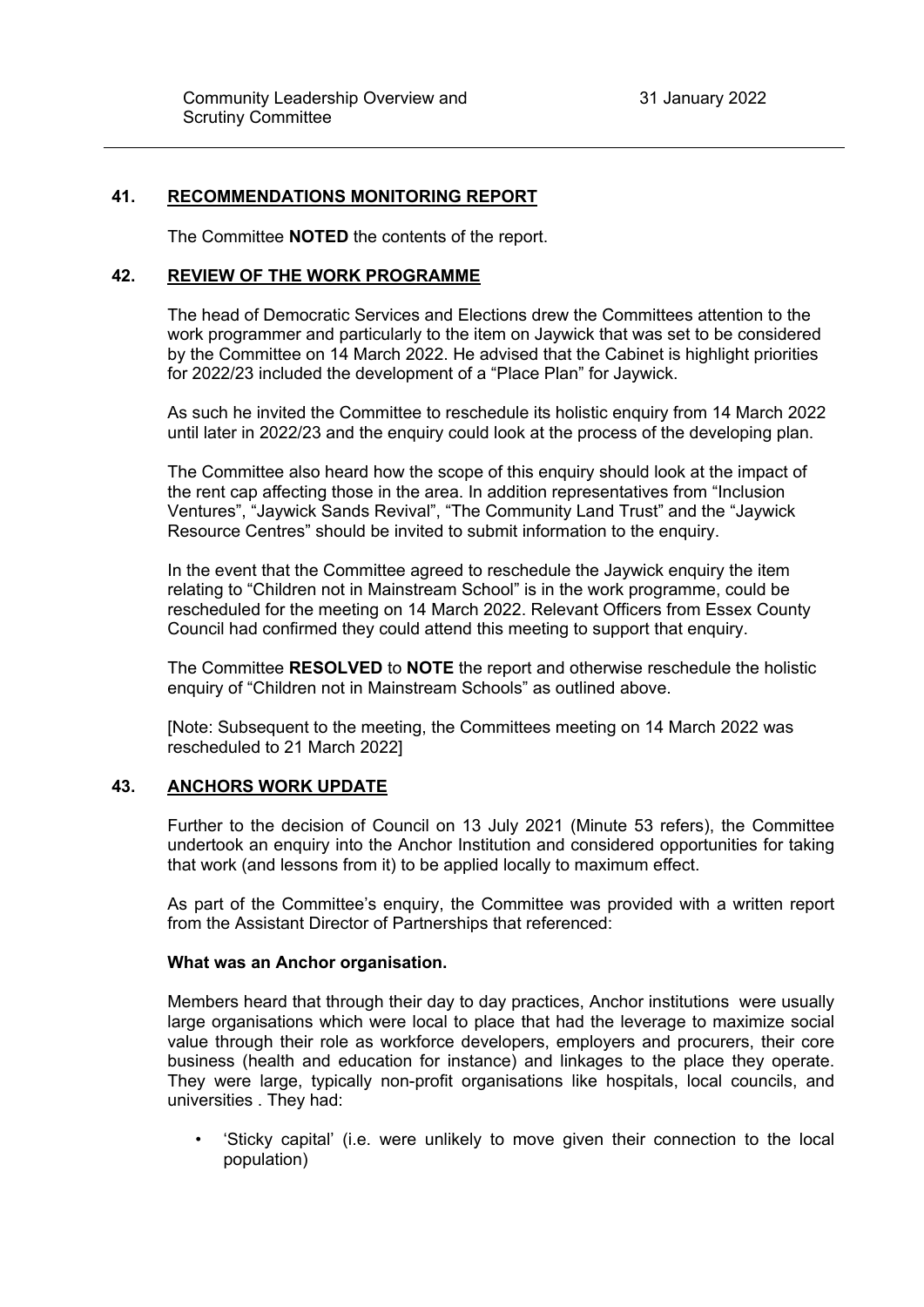## 41. RECOMMENDATIONS MONITORING REPORT

The Committee **NOTED** the contents of the report.

## 42. REVIEW OF THE WORK PROGRAMME

The head of Democratic Services and Elections drew the Committees attention to the work programmer and particularly to the item on Jaywick that was set to be considered by the Committee on 14 March 2022. He advised that the Cabinet is highlight priorities for 2022/23 included the development of a "Place Plan" for Jaywick.

As such he invited the Committee to reschedule its holistic enquiry from 14 March 2022 until later in 2022/23 and the enquiry could look at the process of the developing plan.

The Committee also heard how the scope of this enquiry should look at the impact of the rent cap affecting those in the area. In addition representatives from "Inclusion Ventures", "Jaywick Sands Revival", "The Community Land Trust" and the "Jaywick Resource Centres" should be invited to submit information to the enquiry.

In the event that the Committee agreed to reschedule the Jaywick enquiry the item relating to "Children not in Mainstream School" is in the work programme, could be rescheduled for the meeting on 14 March 2022. Relevant Officers from Essex County Council had confirmed they could attend this meeting to support that enquiry.

The Committee **RESOLVED** to **NOTE** the report and otherwise reschedule the holistic enquiry of "Children not in Mainstream Schools" as outlined above.

[Note: Subsequent to the meeting, the Committees meeting on 14 March 2022 was rescheduled to 21 March 2022]

## 43. ANCHORS WORK UPDATE

Further to the decision of Council on 13 July 2021 (Minute 53 refers), the Committee undertook an enquiry into the Anchor Institution and considered opportunities for taking that work (and lessons from it) to be applied locally to maximum effect.

As part of the Committee's enquiry, the Committee was provided with a written report from the Assistant Director of Partnerships that referenced:

**What was an Anchor organisation.**

Members heard that through their day to day practices, Anchor institutions were usually large organisations which were local to place that had the leverage to maximize social value through their role as workforce developers, employers and procurers, their core business (health and education for instance) and linkages to the place they operate. They were large, typically non-profit organisations like hospitals, local councils, and universities . They had:

- 'Sticky capital' (i.e. were unlikely to move given their connection to the local population)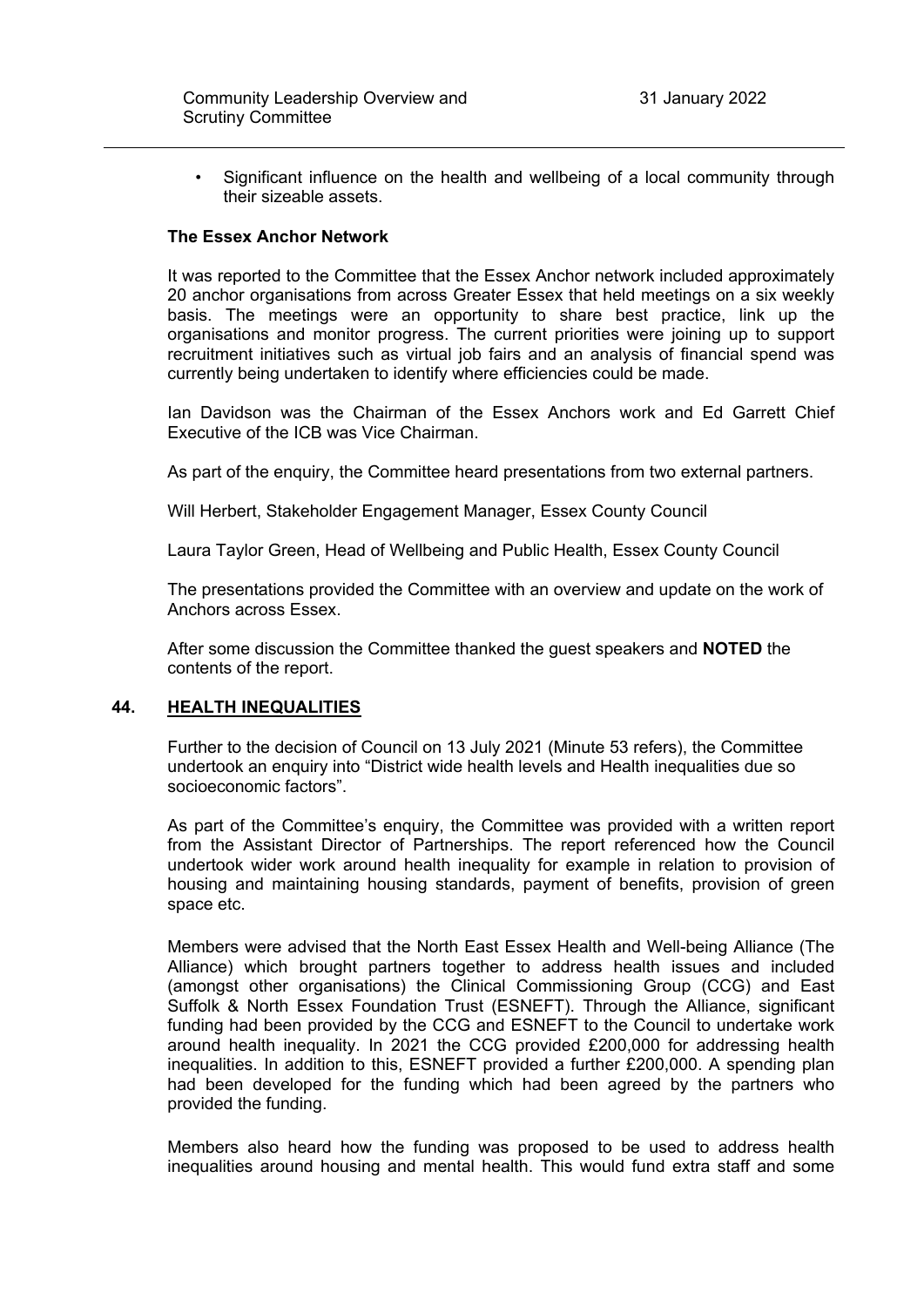- Significant influence on the health and wellbeing of a local community through their sizeable assets.

**The Essex Anchor Network**

It was reported to the Committee that the Essex Anchor network included approximately 20 anchor organisations from across Greater Essex that held meetings on a six weekly basis. The meetings were an opportunity to share best practice, link up the organisations and monitor progress. The current priorities were joining up to support recruitment initiatives such as virtual job fairs and an analysis of financial spend was currently being undertaken to identify where efficiencies could be made.

Ian Davidson was the Chairman of the Essex Anchors work and Ed Garrett Chief Executive of the ICB was Vice Chairman.

As part of the enquiry, the Committee heard presentations from two external partners.

Will Herbert, Stakeholder Engagement Manager, Essex County Council

Laura Taylor Green, Head of Wellbeing and Public Health, Essex County Council

The presentations provided the Committee with an overview and update on the work of Anchors across Essex.

After some discussion the Committee thanked the guest speakers and **NOTED** the contents of the report.

## 44. HEALTH INEQUALITIES

Further to the decision of Council on 13 July 2021 (Minute 53 refers), the Committee undertook an enquiry into "District wide health levels and Health inequalities due so socioeconomic factors".

As part of the Committee's enquiry, the Committee was provided with a written report from the Assistant Director of Partnerships. The report referenced how the Council undertook wider work around health inequality for example in relation to provision of housing and maintaining housing standards, payment of benefits, provision of green space etc.

Members were advised that the North East Essex Health and Well-being Alliance (The Alliance) which brought partners together to address health issues and included (amongst other organisations) the Clinical Commissioning Group (CCG) and East Suffolk & North Essex Foundation Trust (ESNEFT). Through the Alliance, significant funding had been provided by the CCG and ESNEFT to the Council to undertake work around health inequality. In 2021 the CCG provided £200,000 for addressing health inequalities. In addition to this, ESNEFT provided a further £200,000. A spending plan had been developed for the funding which had been agreed by the partners who provided the funding.

Members also heard how the funding was proposed to be used to address health inequalities around housing and mental health. This would fund extra staff and some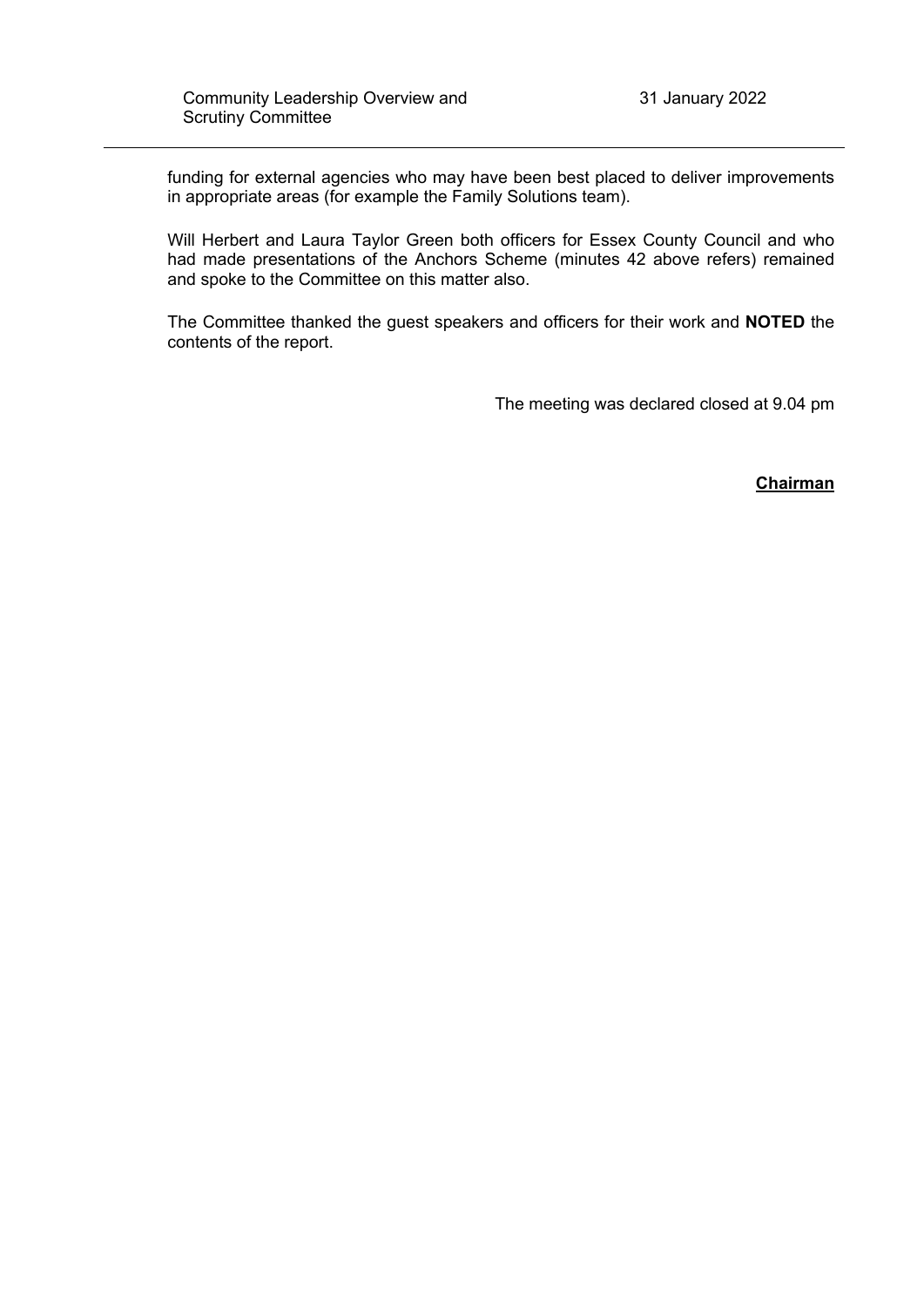funding for external agencies who may have been best placed to deliver improvements in appropriate areas (for example the Family Solutions team).

Will Herbert and Laura Taylor Green both officers for Essex County Council and who had made presentations of the Anchors Scheme (minutes 42 above refers) remained and spoke to the Committee on this matter also.

The Committee thanked the guest speakers and officers for their work and **NOTED** the contents of the report.

The meeting was declared closed at 9.04 pm

**Chairman**